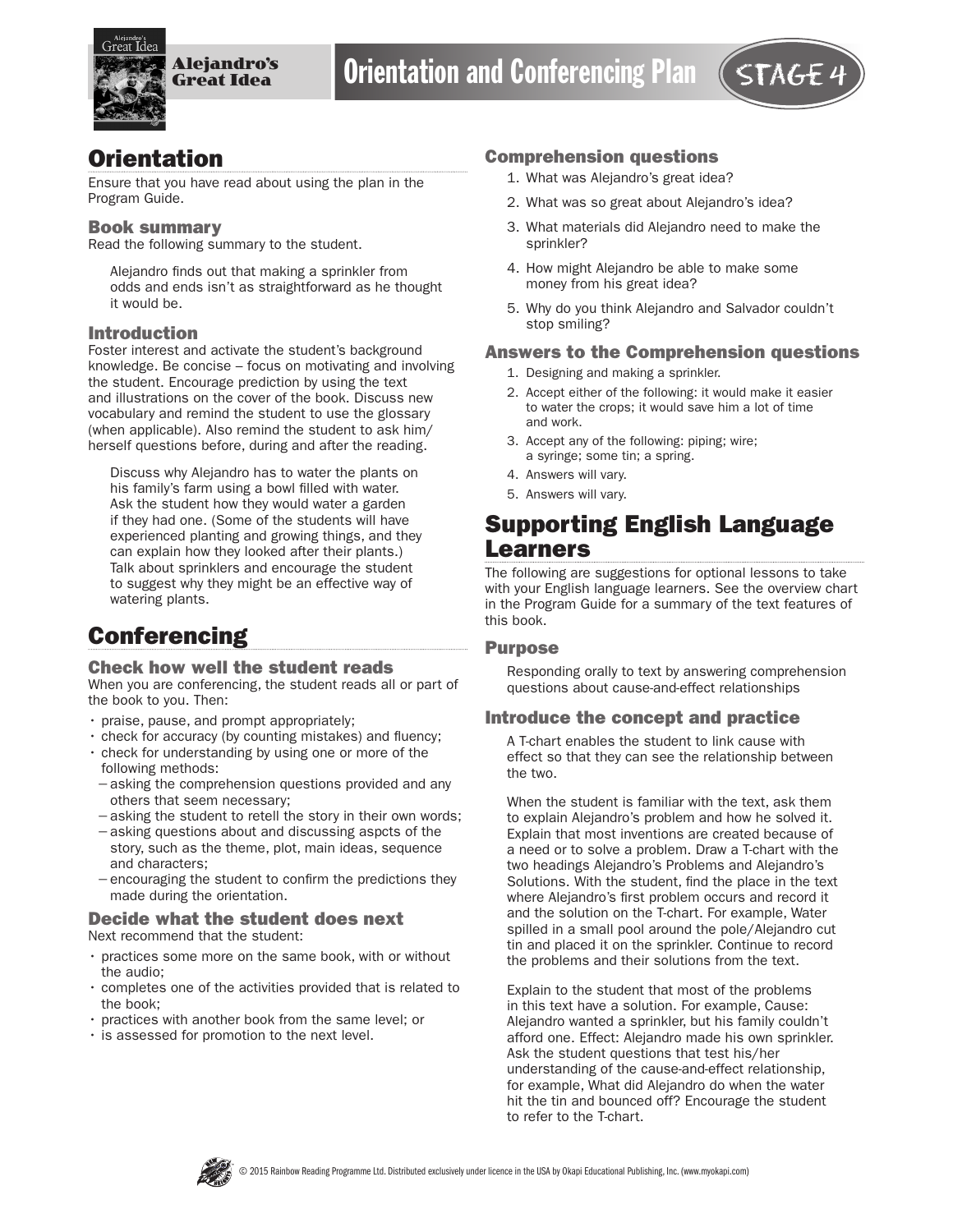# Alejandro's Great Idea

# Orientation and Conferencing Plan

STAGE 4

## Orientation

Ensure that you have read about using the plan in the Program Guide.

### Book summary

Read the following summary to the student.

> Alejandro finds out that making a sprinkler from odds and ends isn't as straightforward as he thought it would be.

### Introduction

Foster interest and activate the student's background knowledge. Be concise – focus on motivating and involving the student. Encourage prediction by using the text and illustrations on the cover of the book. Discuss new vocabulary and remind the student to use the glossary (when applicable). Also remind the student to ask him/herself questions before, during and after the reading.

> Discuss why Alejandro has to water the plants on his family's farm using a bowl filled with water. Ask the student how they would water a garden if they had one. (Some of the students will have experienced planting and growing things, and they can explain how they looked after their plants.) Talk about sprinklers and encourage the student to suggest why they might be an effective way of watering plants.

## Conferencing

### Check how well the student reads

When you are conferencing, the student reads all or part of the book to you. Then:

- praise, pause, and prompt appropriately;
- check for accuracy (by counting mistakes) and fluency;
- check for understanding by using one or more of the following methods:
  - asking the comprehension questions provided and any others that seem necessary;
  - asking the student to retell the story in their own words;
  - asking questions about and discussing aspcts of the story, such as the theme, plot, main ideas, sequence and characters;
  - encouraging the student to confirm the predictions they made during the orientation.

### Decide what the student does next

Next recommend that the student:

- practices some more on the same book, with or without the audio;
- completes one of the activities provided that is related to the book;
- practices with another book from the same level; or
- is assessed for promotion to the next level.

### Comprehension questions

1. What was Alejandro's great idea?
2. What was so great about Alejandro's idea?
3. What materials did Alejandro need to make the sprinkler?
4. How might Alejandro be able to make some money from his great idea?
5. Why do you think Alejandro and Salvador couldn't stop smiling?

### Answers to the Comprehension questions

1. Designing and making a sprinkler.
2. Accept either of the following: it would make it easier to water the crops; it would save him a lot of time and work.
3. Accept any of the following: piping; wire; a syringe; some tin; a spring.
4. Answers will vary.
5. Answers will vary.

## Supporting English Language Learners

The following are suggestions for optional lessons to take with your English language learners. See the overview chart in the Program Guide for a summary of the text features of this book.

### Purpose

> Responding orally to text by answering comprehension questions about cause-and-effect relationships

### Introduce the concept and practice

> A T-chart enables the student to link cause with effect so that they can see the relationship between the two.
>
> When the student is familiar with the text, ask them to explain Alejandro's problem and how he solved it. Explain that most inventions are created because of a need or to solve a problem. Draw a T-chart with the two headings Alejandro's Problems and Alejandro's Solutions. With the student, find the place in the text where Alejandro's first problem occurs and record it and the solution on the T-chart. For example, Water spilled in a small pool around the pole/Alejandro cut tin and placed it on the sprinkler. Continue to record the problems and their solutions from the text.
>
> Explain to the student that most of the problems in this text have a solution. For example, Cause: Alejandro wanted a sprinkler, but his family couldn't afford one. Effect: Alejandro made his own sprinkler. Ask the student questions that test his/her understanding of the cause-and-effect relationship, for example, What did Alejandro do when the water hit the tin and bounced off? Encourage the student to refer to the T-chart.

© 2015 Rainbow Reading Programme Ltd. Distributed exclusively under licence in the USA by Okapi Educational Publishing, Inc. (www.myokapi.com)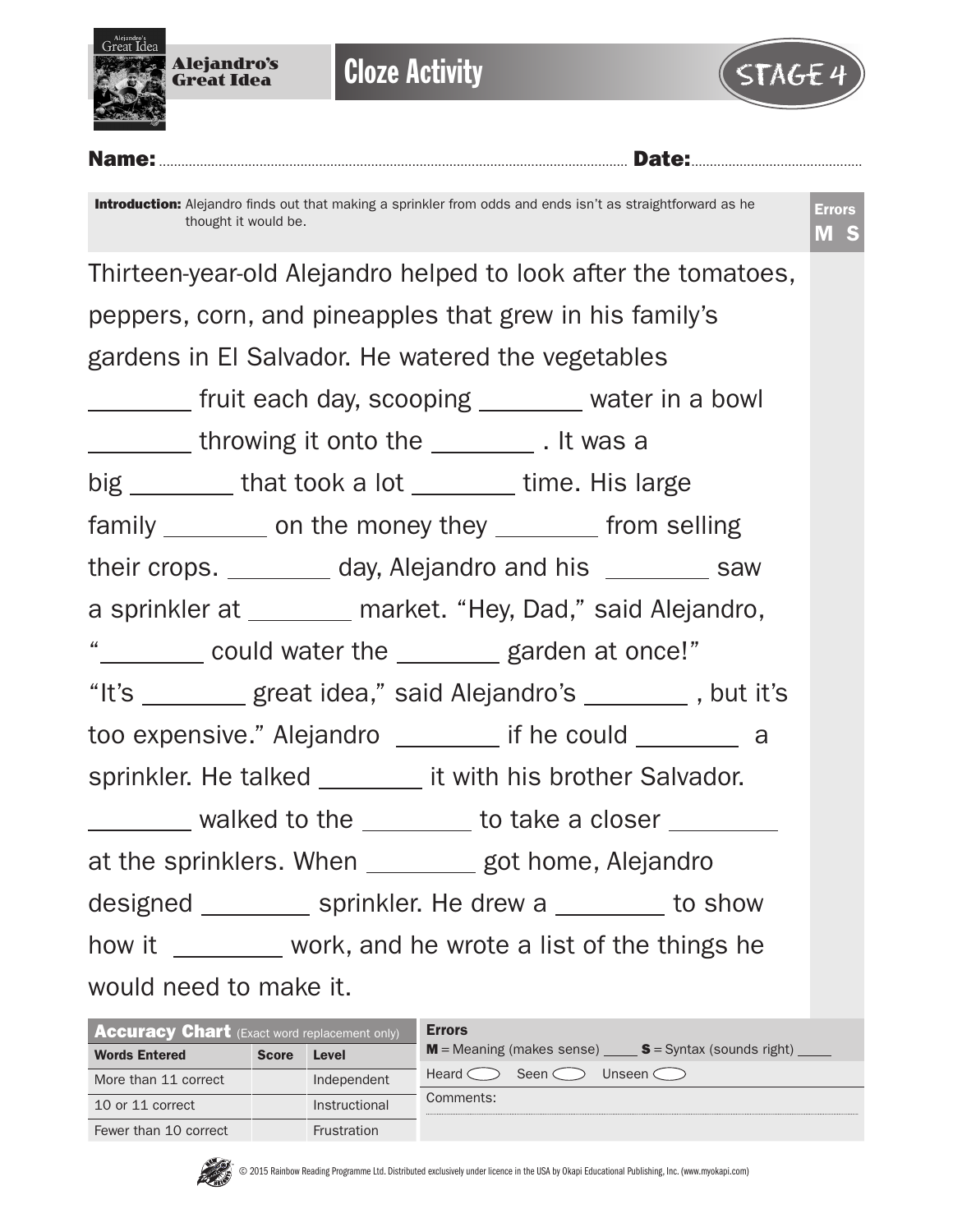# Alejandro's Great Idea

## Cloze Activity

STAGE 4

**Name:** ................................................................ **Date:** ................................

**Introduction:** Alejandro finds out that making a sprinkler from odds and ends isn't as straightforward as he thought it would be.

**Errors**
**M S**

Thirteen-year-old Alejandro helped to look after the tomatoes, peppers, corn, and pineapples that grew in his family's gardens in El Salvador. He watered the vegetables ________ fruit each day, scooping ________ water in a bowl ________ throwing it onto the ________ . It was a big ________ that took a lot ________ time. His large family ________ on the money they ________ from selling their crops. ________ day, Alejandro and his ________ saw a sprinkler at ________ market. "Hey, Dad," said Alejandro, "________ could water the ________ garden at once!" "It's ________ great idea," said Alejandro's ________ , but it's too expensive." Alejandro ________ if he could ________ a sprinkler. He talked ________ it with his brother Salvador. ________ walked to the ________ to take a closer ________ at the sprinklers. When ________ got home, Alejandro designed ________ sprinkler. He drew a ________ to show how it ________ work, and he wrote a list of the things he would need to make it.

| **Accuracy Chart** (Exact word replacement only) | | |
|---|---|---|
| **Words Entered** | **Score** | **Level** |
| More than 11 correct | | Independent |
| 10 or 11 correct | | Instructional |
| Fewer than 10 correct | | Frustration |

**Errors**
**M** = Meaning (makes sense) ____ **S** = Syntax (sounds right) ____

Heard ◯ Seen ◯ Unseen ◯

Comments:

© 2015 Rainbow Reading Programme Ltd. Distributed exclusively under licence in the USA by Okapi Educational Publishing, Inc. (www.myokapi.com)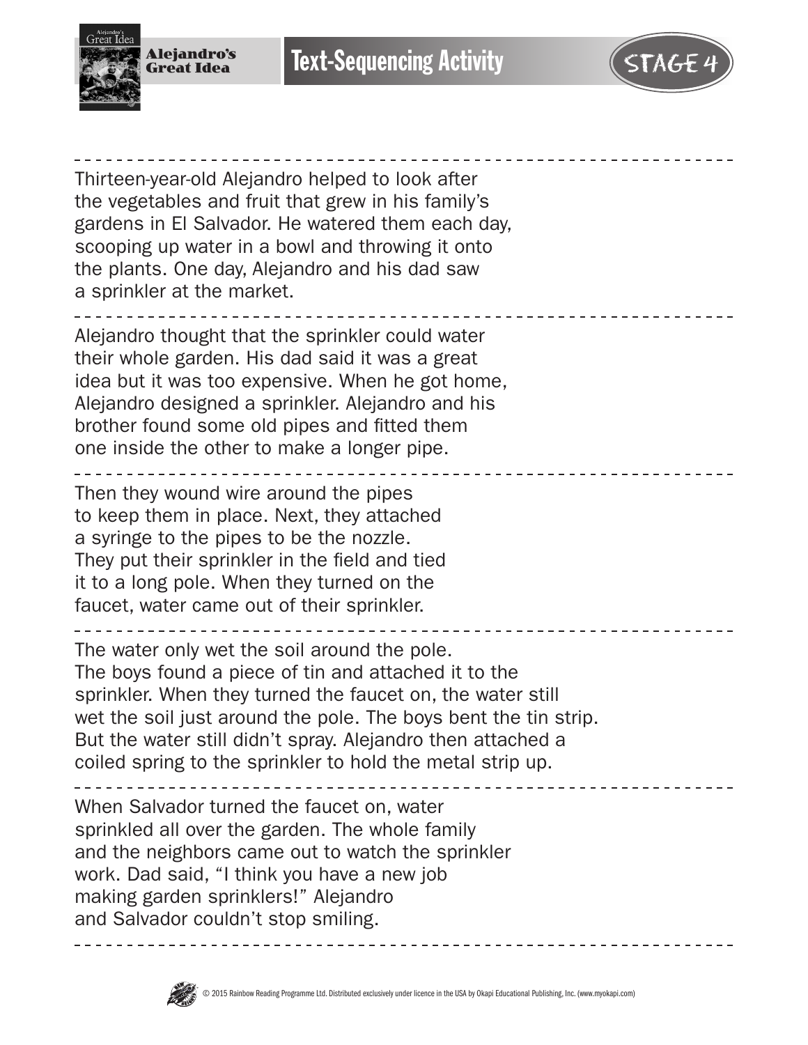# Text-Sequencing Activity

Alejandro's Great Idea — STAGE 4

---

Thirteen-year-old Alejandro helped to look after the vegetables and fruit that grew in his family's gardens in El Salvador. He watered them each day, scooping up water in a bowl and throwing it onto the plants. One day, Alejandro and his dad saw a sprinkler at the market.

---

Alejandro thought that the sprinkler could water their whole garden. His dad said it was a great idea but it was too expensive. When he got home, Alejandro designed a sprinkler. Alejandro and his brother found some old pipes and fitted them one inside the other to make a longer pipe.

---

Then they wound wire around the pipes to keep them in place. Next, they attached a syringe to the pipes to be the nozzle. They put their sprinkler in the field and tied it to a long pole. When they turned on the faucet, water came out of their sprinkler.

---

The water only wet the soil around the pole. The boys found a piece of tin and attached it to the sprinkler. When they turned the faucet on, the water still wet the soil just around the pole. The boys bent the tin strip. But the water still didn't spray. Alejandro then attached a coiled spring to the sprinkler to hold the metal strip up.

---

When Salvador turned the faucet on, water sprinkled all over the garden. The whole family and the neighbors came out to watch the sprinkler work. Dad said, "I think you have a new job making garden sprinklers!" Alejandro and Salvador couldn't stop smiling.

---

© 2015 Rainbow Reading Programme Ltd. Distributed exclusively under licence in the USA by Okapi Educational Publishing, Inc. (www.myokapi.com)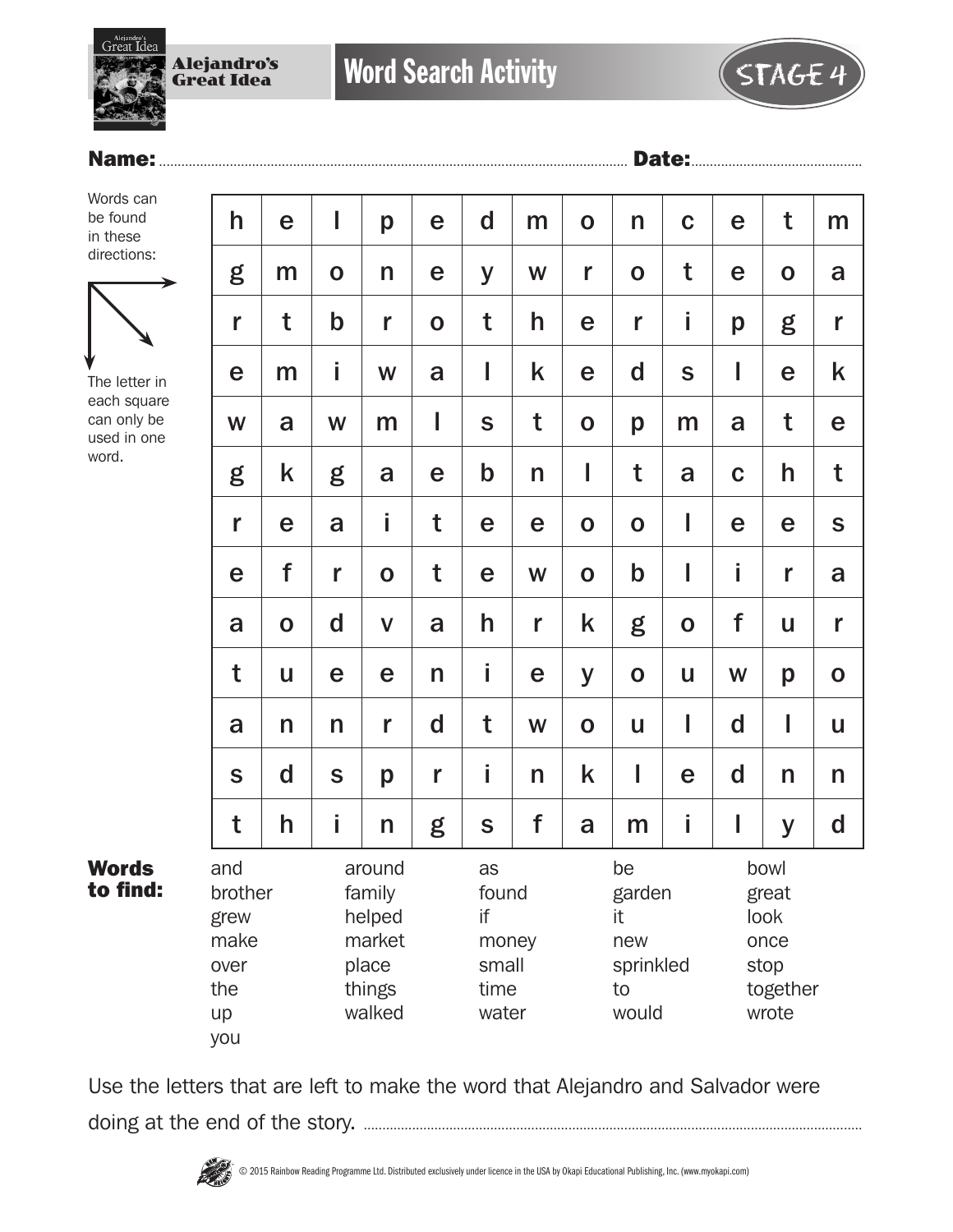# Alejandro's Great Idea — Word Search Activity — STAGE 4

**Name:** ............................................................ **Date:** ..........................................

Words can be found in these directions: → ↘ ↓

The letter in each square can only be used in one word.

| | | | | | | | | | | | | |
|---|---|---|---|---|---|---|---|---|---|---|---|---|
| h | e | l | p | e | d | m | o | n | c | e | t | m |
| g | m | o | n | e | y | w | r | o | t | e | o | a |
| r | t | b | r | o | t | h | e | r | i | p | g | r |
| e | m | i | w | a | l | k | e | d | s | l | e | k |
| w | a | w | m | l | s | t | o | p | m | a | t | e |
| g | k | g | a | e | b | n | l | t | a | c | h | t |
| r | e | a | i | t | e | e | o | o | l | e | e | s |
| e | f | r | o | t | e | w | o | b | l | i | r | a |
| a | o | d | v | a | h | r | k | g | o | f | u | r |
| t | u | e | e | n | i | e | y | o | u | w | p | o |
| a | n | n | r | d | t | w | o | u | l | d | l | u |
| s | d | s | p | r | i | n | k | l | e | d | n | n |
| t | h | i | n | g | s | f | a | m | i | l | y | d |

**Words to find:**

| | | | | |
|---|---|---|---|---|
| and | around | as | be | bowl |
| brother | family | found | garden | great |
| grew | helped | if | it | look |
| make | market | money | new | once |
| over | place | small | sprinkled | stop |
| the | things | time | to | together |
| up | walked | water | would | wrote |
| you | | | | |

Use the letters that are left to make the word that Alejandro and Salvador were doing at the end of the story. ..............................................................

© 2015 Rainbow Reading Programme Ltd. Distributed exclusively under licence in the USA by Okapi Educational Publishing, Inc. (www.myokapi.com)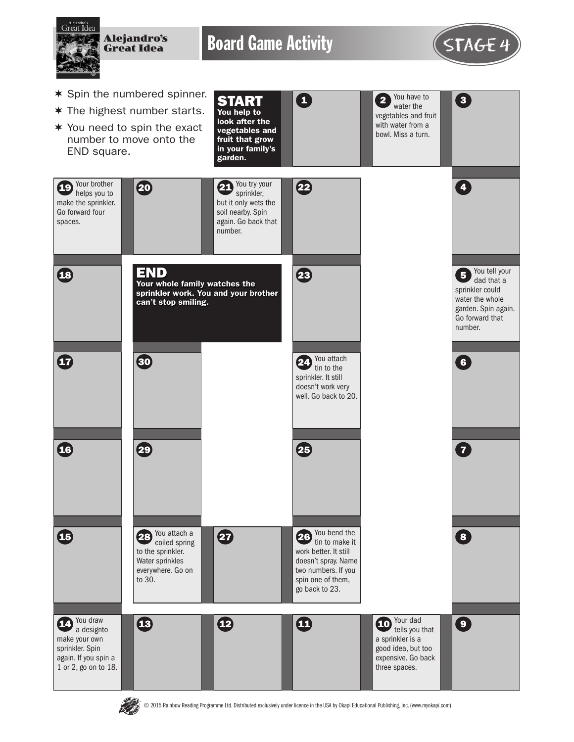# Board Game Activity

STAGE 4

- Spin the numbered spinner.
- The highest number starts.
- You need to spin the exact number to move onto the END square.

**START**
**You help to look after the vegetables and fruit that grow in your family's garden.**

1

2 You have to water the vegetables and fruit with water from a bowl. Miss a turn.

3

4

5 You tell your dad that a sprinkler could water the whole garden. Spin again. Go forward that number.

6

7

8

9

10 Your dad tells you that a sprinkler is a good idea, but too expensive. Go back three spaces.

11

12

13

14 You draw a designto make your own sprinkler. Spin again. If you spin a 1 or 2, go on to 18.

15

16

17

18

19 Your brother helps you to make the sprinkler. Go forward four spaces.

20

21 You try your sprinkler, but it only wets the soil nearby. Spin again. Go back that number.

22

23

24 You attach tin to the sprinkler. It still doesn't work very well. Go back to 20.

25

26 You bend the tin to make it work better. It still doesn't spray. Name two numbers. If you spin one of them, go back to 23.

27

28 You attach a coiled spring to the sprinkler. Water sprinkles everywhere. Go on to 30.

29

30

**END**
**Your whole family watches the sprinkler work. You and your brother can't stop smiling.**

© 2015 Rainbow Reading Programme Ltd. Distributed exclusively under licence in the USA by Okapi Educational Publishing, Inc. (www.myokapi.com)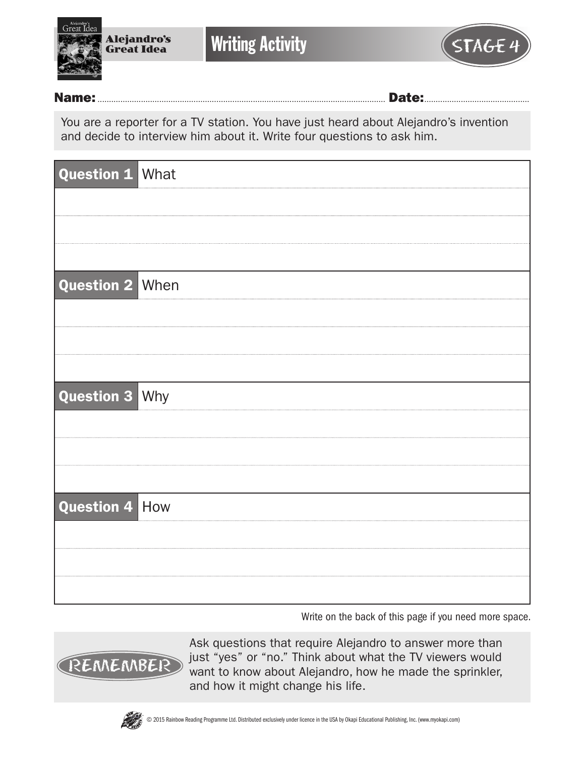Alejandro's Great Idea

# Writing Activity

STAGE 4

**Name:** ............................................................ **Date:** ....................................

You are a reporter for a TV station. You have just heard about Alejandro's invention and decide to interview him about it. Write four questions to ask him.

| | |
|---|---|
| **Question 1** | What |
| | |
| | |
| | |
| **Question 2** | When |
| | |
| | |
| | |
| **Question 3** | Why |
| | |
| | |
| | |
| **Question 4** | How |
| | |
| | |
| | |

Write on the back of this page if you need more space.

**REMEMBER**

Ask questions that require Alejandro to answer more than just "yes" or "no." Think about what the TV viewers would want to know about Alejandro, how he made the sprinkler, and how it might change his life.

© 2015 Rainbow Reading Programme Ltd. Distributed exclusively under licence in the USA by Okapi Educational Publishing, Inc. (www.myokapi.com)